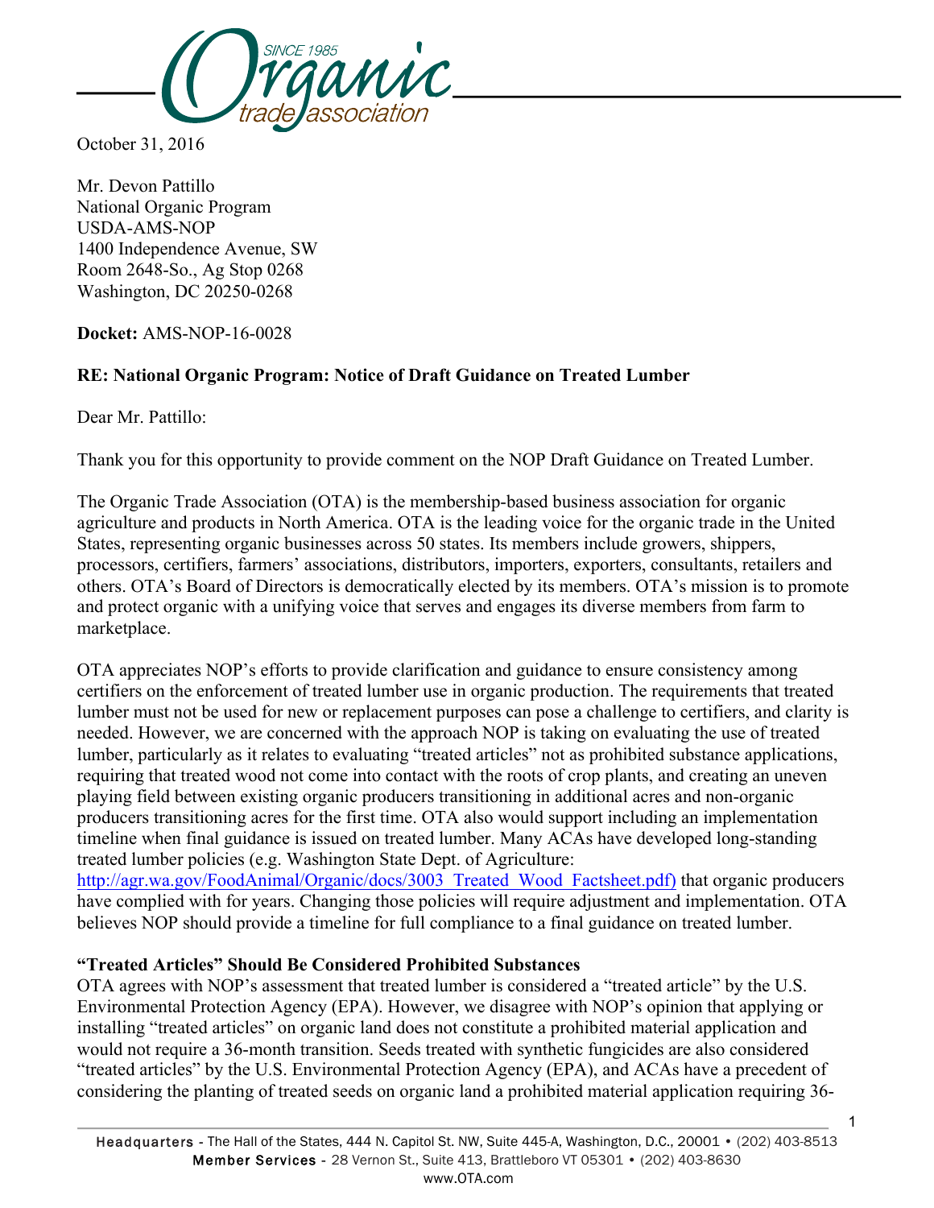October 31, 2016

Mr. Devon Pattillo
National Organic Program
USDA-AMS-NOP
1400 Independence Avenue, SW
Room 2648-So., Ag Stop 0268
Washington, DC 20250-0268

**Docket:** AMS-NOP-16-0028

**RE: National Organic Program: Notice of Draft Guidance on Treated Lumber**

Dear Mr. Pattillo:

Thank you for this opportunity to provide comment on the NOP Draft Guidance on Treated Lumber.

The Organic Trade Association (OTA) is the membership-based business association for organic agriculture and products in North America. OTA is the leading voice for the organic trade in the United States, representing organic businesses across 50 states. Its members include growers, shippers, processors, certifiers, farmers' associations, distributors, importers, exporters, consultants, retailers and others. OTA's Board of Directors is democratically elected by its members. OTA's mission is to promote and protect organic with a unifying voice that serves and engages its diverse members from farm to marketplace.

OTA appreciates NOP's efforts to provide clarification and guidance to ensure consistency among certifiers on the enforcement of treated lumber use in organic production. The requirements that treated lumber must not be used for new or replacement purposes can pose a challenge to certifiers, and clarity is needed. However, we are concerned with the approach NOP is taking on evaluating the use of treated lumber, particularly as it relates to evaluating "treated articles" not as prohibited substance applications, requiring that treated wood not come into contact with the roots of crop plants, and creating an uneven playing field between existing organic producers transitioning in additional acres and non-organic producers transitioning acres for the first time. OTA also would support including an implementation timeline when final guidance is issued on treated lumber. Many ACAs have developed long-standing treated lumber policies (e.g. Washington State Dept. of Agriculture: http://agr.wa.gov/FoodAnimal/Organic/docs/3003_Treated_Wood_Factsheet.pdf) that organic producers have complied with for years. Changing those policies will require adjustment and implementation. OTA believes NOP should provide a timeline for full compliance to a final guidance on treated lumber.

**"Treated Articles" Should Be Considered Prohibited Substances**

OTA agrees with NOP's assessment that treated lumber is considered a "treated article" by the U.S. Environmental Protection Agency (EPA). However, we disagree with NOP's opinion that applying or installing "treated articles" on organic land does not constitute a prohibited material application and would not require a 36-month transition. Seeds treated with synthetic fungicides are also considered "treated articles" by the U.S. Environmental Protection Agency (EPA), and ACAs have a precedent of considering the planting of treated seeds on organic land a prohibited material application requiring 36-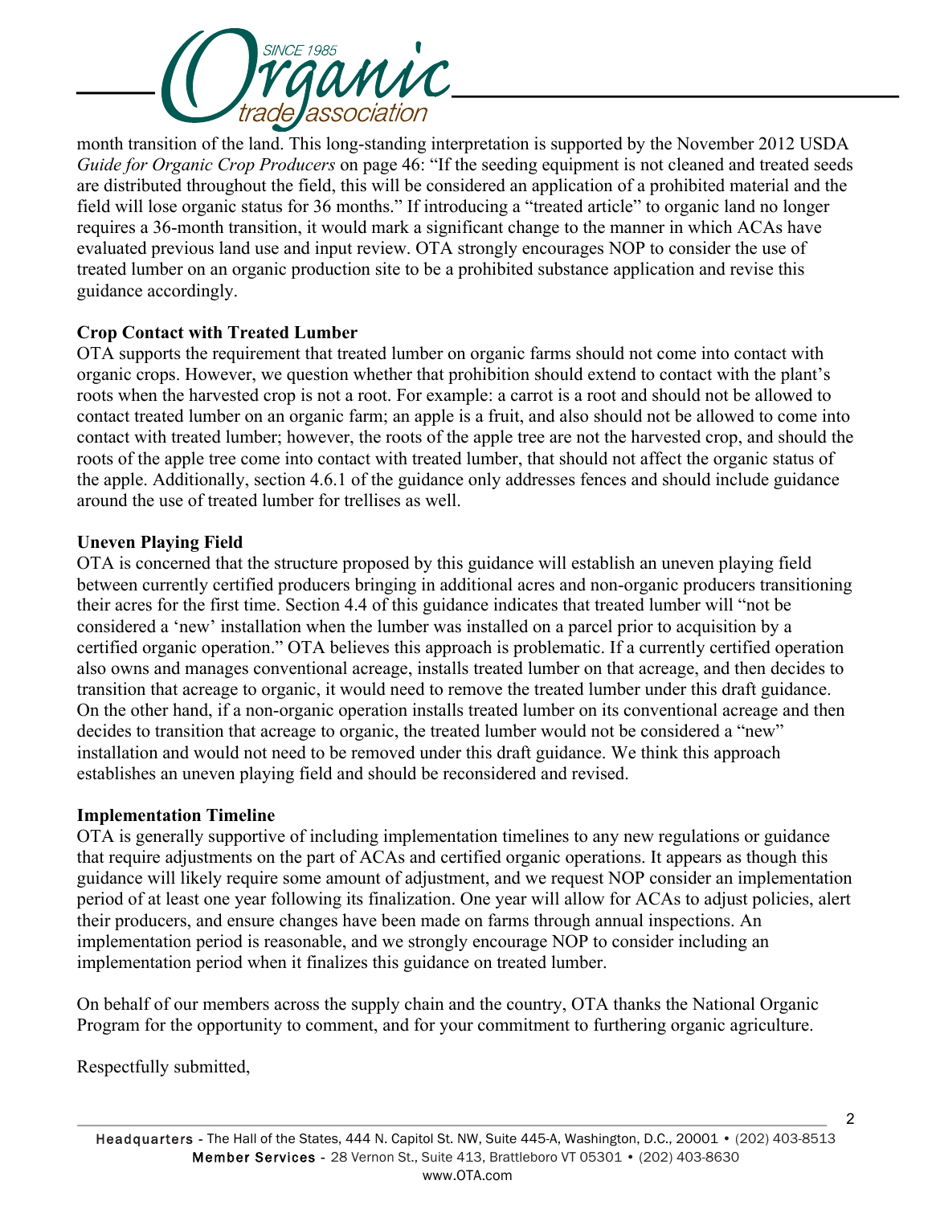month transition of the land. This long-standing interpretation is supported by the November 2012 USDA *Guide for Organic Crop Producers* on page 46: "If the seeding equipment is not cleaned and treated seeds are distributed throughout the field, this will be considered an application of a prohibited material and the field will lose organic status for 36 months." If introducing a "treated article" to organic land no longer requires a 36-month transition, it would mark a significant change to the manner in which ACAs have evaluated previous land use and input review. OTA strongly encourages NOP to consider the use of treated lumber on an organic production site to be a prohibited substance application and revise this guidance accordingly.

**Crop Contact with Treated Lumber**

OTA supports the requirement that treated lumber on organic farms should not come into contact with organic crops. However, we question whether that prohibition should extend to contact with the plant's roots when the harvested crop is not a root. For example: a carrot is a root and should not be allowed to contact treated lumber on an organic farm; an apple is a fruit, and also should not be allowed to come into contact with treated lumber; however, the roots of the apple tree are not the harvested crop, and should the roots of the apple tree come into contact with treated lumber, that should not affect the organic status of the apple. Additionally, section 4.6.1 of the guidance only addresses fences and should include guidance around the use of treated lumber for trellises as well.

**Uneven Playing Field**

OTA is concerned that the structure proposed by this guidance will establish an uneven playing field between currently certified producers bringing in additional acres and non-organic producers transitioning their acres for the first time. Section 4.4 of this guidance indicates that treated lumber will "not be considered a 'new' installation when the lumber was installed on a parcel prior to acquisition by a certified organic operation." OTA believes this approach is problematic. If a currently certified operation also owns and manages conventional acreage, installs treated lumber on that acreage, and then decides to transition that acreage to organic, it would need to remove the treated lumber under this draft guidance. On the other hand, if a non-organic operation installs treated lumber on its conventional acreage and then decides to transition that acreage to organic, the treated lumber would not be considered a "new" installation and would not need to be removed under this draft guidance. We think this approach establishes an uneven playing field and should be reconsidered and revised.

**Implementation Timeline**

OTA is generally supportive of including implementation timelines to any new regulations or guidance that require adjustments on the part of ACAs and certified organic operations. It appears as though this guidance will likely require some amount of adjustment, and we request NOP consider an implementation period of at least one year following its finalization. One year will allow for ACAs to adjust policies, alert their producers, and ensure changes have been made on farms through annual inspections. An implementation period is reasonable, and we strongly encourage NOP to consider including an implementation period when it finalizes this guidance on treated lumber.

On behalf of our members across the supply chain and the country, OTA thanks the National Organic Program for the opportunity to comment, and for your commitment to furthering organic agriculture.

Respectfully submitted,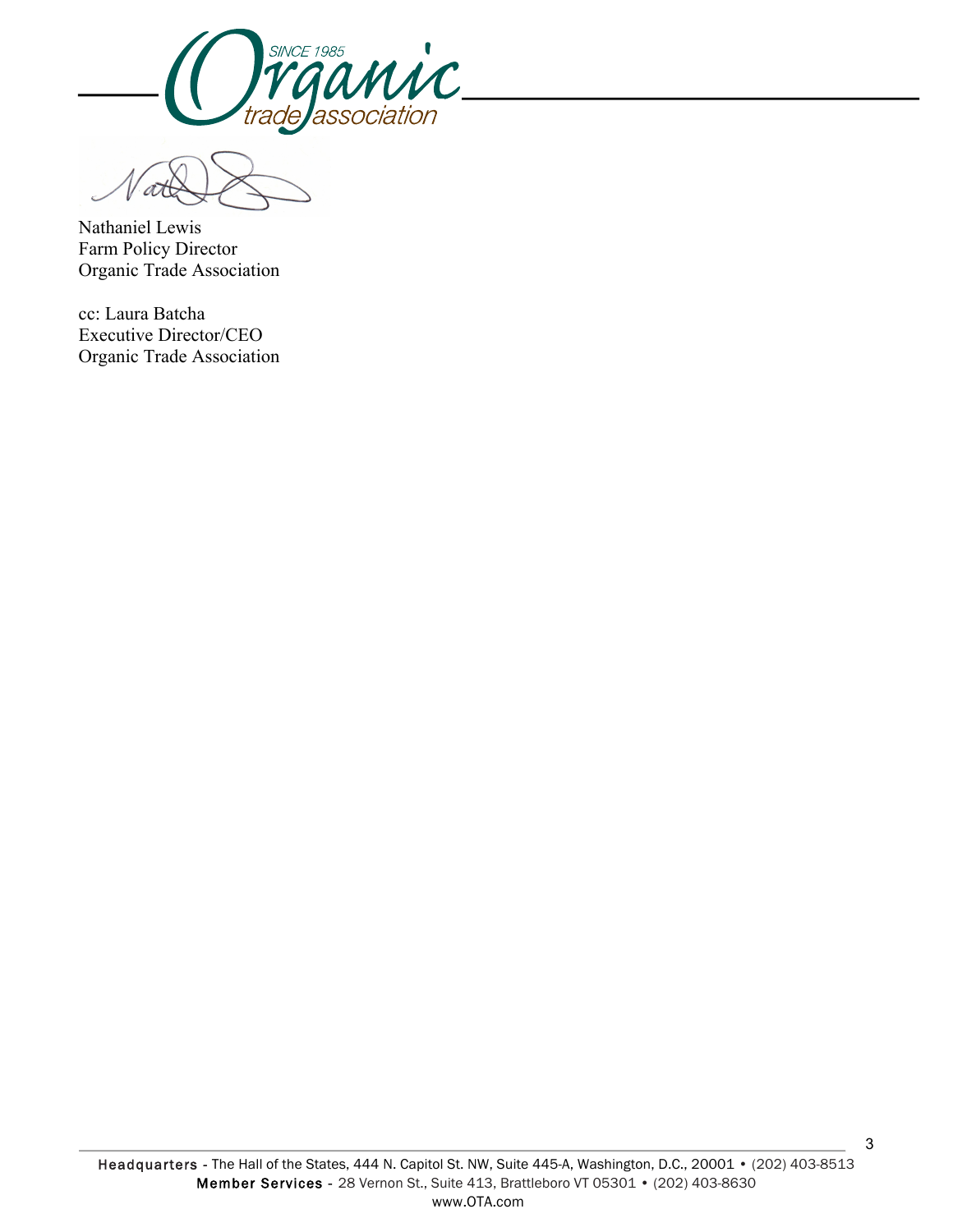Nathaniel Lewis
Farm Policy Director
Organic Trade Association

cc: Laura Batcha
Executive Director/CEO
Organic Trade Association